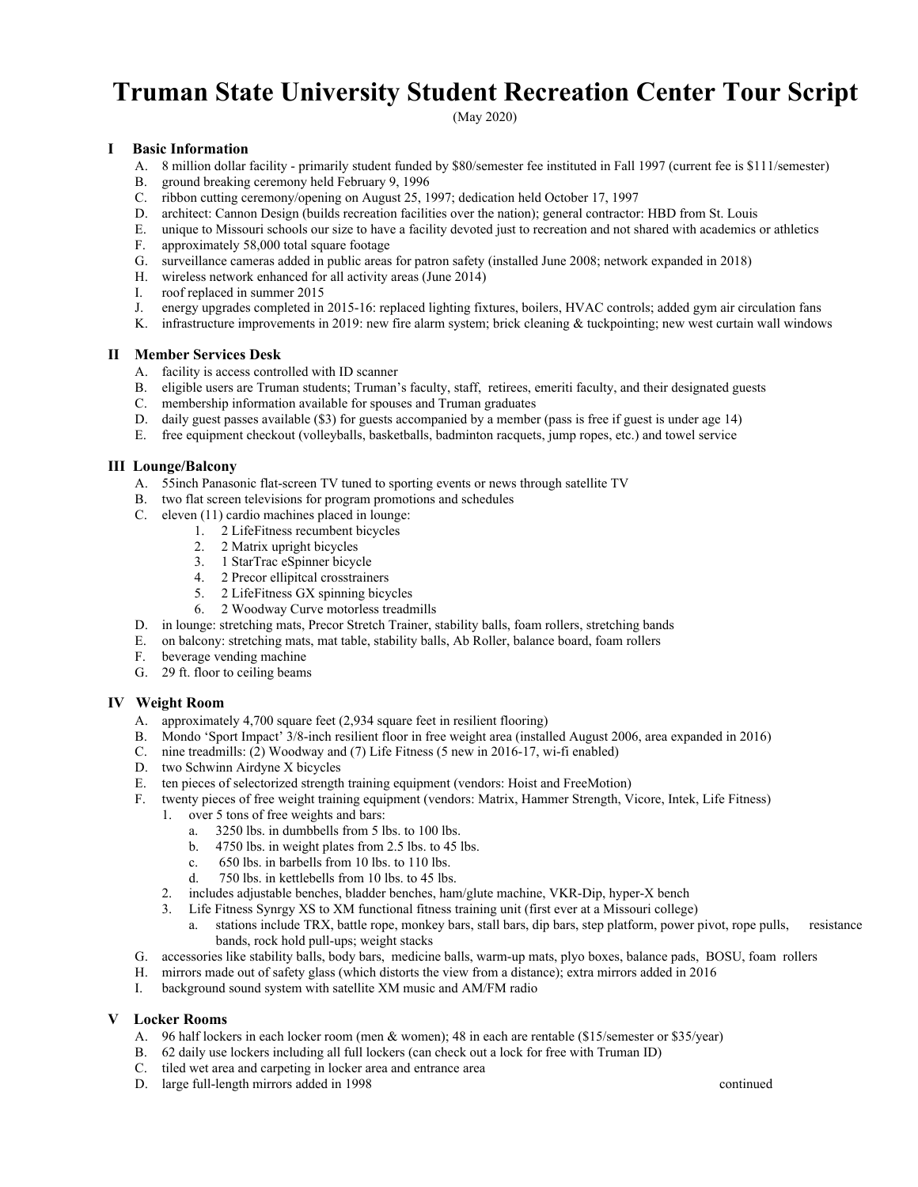# Truman State University Student Recreation Center Tour Script

(May 2020)

## I Basic Information

A. 8 million dollar facility - primarily student funded by $80/semester fee instituted in Fall 1997 (current fee is $111/semester)
B. ground breaking ceremony held February 9, 1996
C. ribbon cutting ceremony/opening on August 25, 1997; dedication held October 17, 1997
D. architect: Cannon Design (builds recreation facilities over the nation); general contractor: HBD from St. Louis
E. unique to Missouri schools our size to have a facility devoted just to recreation and not shared with academics or athletics
F. approximately 58,000 total square footage
G. surveillance cameras added in public areas for patron safety (installed June 2008; network expanded in 2018)
H. wireless network enhanced for all activity areas (June 2014)
I. roof replaced in summer 2015
J. energy upgrades completed in 2015-16: replaced lighting fixtures, boilers, HVAC controls; added gym air circulation fans
K. infrastructure improvements in 2019: new fire alarm system; brick cleaning & tuckpointing; new west curtain wall windows

## II Member Services Desk

A. facility is access controlled with ID scanner
B. eligible users are Truman students; Truman's faculty, staff, retirees, emeriti faculty, and their designated guests
C. membership information available for spouses and Truman graduates
D. daily guest passes available ($3) for guests accompanied by a member (pass is free if guest is under age 14)
E. free equipment checkout (volleyballs, basketballs, badminton racquets, jump ropes, etc.) and towel service

## III Lounge/Balcony

A. 55inch Panasonic flat-screen TV tuned to sporting events or news through satellite TV
B. two flat screen televisions for program promotions and schedules
C. eleven (11) cardio machines placed in lounge:
   1. 2 LifeFitness recumbent bicycles
   2. 2 Matrix upright bicycles
   3. 1 StarTrac eSpinner bicycle
   4. 2 Precor ellipitcal crosstrainers
   5. 2 LifeFitness GX spinning bicycles
   6. 2 Woodway Curve motorless treadmills

D. in lounge: stretching mats, Precor Stretch Trainer, stability balls, foam rollers, stretching bands
E. on balcony: stretching mats, mat table, stability balls, Ab Roller, balance board, foam rollers
F. beverage vending machine
G. 29 ft. floor to ceiling beams

## IV Weight Room

A. approximately 4,700 square feet (2,934 square feet in resilient flooring)
B. Mondo 'Sport Impact' 3/8-inch resilient floor in free weight area (installed August 2006, area expanded in 2016)
C. nine treadmills: (2) Woodway and (7) Life Fitness (5 new in 2016-17, wi-fi enabled)
D. two Schwinn Airdyne X bicycles
E. ten pieces of selectorized strength training equipment (vendors: Hoist and FreeMotion)
F. twenty pieces of free weight training equipment (vendors: Matrix, Hammer Strength, Vicore, Intek, Life Fitness)
   1. over 5 tons of free weights and bars:
      a. 3250 lbs. in dumbbells from 5 lbs. to 100 lbs.
      b. 4750 lbs. in weight plates from 2.5 lbs. to 45 lbs.
      c. 650 lbs. in barbells from 10 lbs. to 110 lbs.
      d. 750 lbs. in kettlebells from 10 lbs. to 45 lbs.
   2. includes adjustable benches, bladder benches, ham/glute machine, VKR-Dip, hyper-X bench
   3. Life Fitness Synrgy XS to XM functional fitness training unit (first ever at a Missouri college)
      a. stations include TRX, battle rope, monkey bars, stall bars, dip bars, step platform, power pivot, rope pulls, resistance bands, rock hold pull-ups; weight stacks

G. accessories like stability balls, body bars, medicine balls, warm-up mats, plyo boxes, balance pads, BOSU, foam rollers
H. mirrors made out of safety glass (which distorts the view from a distance); extra mirrors added in 2016
I. background sound system with satellite XM music and AM/FM radio

## V Locker Rooms

A. 96 half lockers in each locker room (men & women); 48 in each are rentable ($15/semester or $35/year)
B. 62 daily use lockers including all full lockers (can check out a lock for free with Truman ID)
C. tiled wet area and carpeting in locker area and entrance area
D. large full-length mirrors added in 1998

continued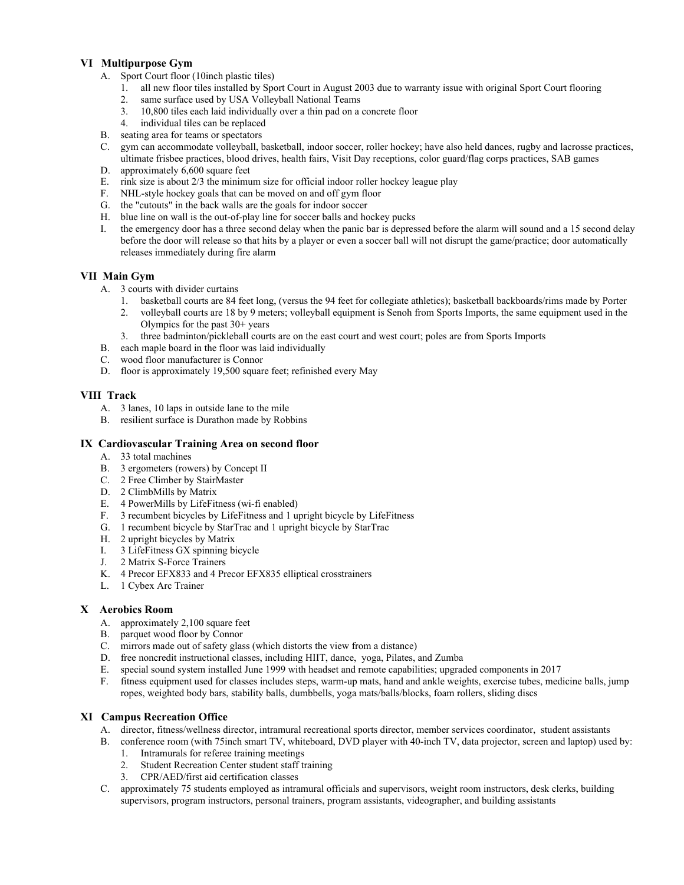## VI Multipurpose Gym

A. Sport Court floor (10inch plastic tiles)
   1. all new floor tiles installed by Sport Court in August 2003 due to warranty issue with original Sport Court flooring
   2. same surface used by USA Volleyball National Teams
   3. 10,800 tiles each laid individually over a thin pad on a concrete floor
   4. individual tiles can be replaced

B. seating area for teams or spectators

C. gym can accommodate volleyball, basketball, indoor soccer, roller hockey; have also held dances, rugby and lacrosse practices, ultimate frisbee practices, blood drives, health fairs, Visit Day receptions, color guard/flag corps practices, SAB games

D. approximately 6,600 square feet

E. rink size is about 2/3 the minimum size for official indoor roller hockey league play

F. NHL-style hockey goals that can be moved on and off gym floor

G. the "cutouts" in the back walls are the goals for indoor soccer

H. blue line on wall is the out-of-play line for soccer balls and hockey pucks

I. the emergency door has a three second delay when the panic bar is depressed before the alarm will sound and a 15 second delay before the door will release so that hits by a player or even a soccer ball will not disrupt the game/practice; door automatically releases immediately during fire alarm

## VII Main Gym

A. 3 courts with divider curtains
   1. basketball courts are 84 feet long, (versus the 94 feet for collegiate athletics); basketball backboards/rims made by Porter
   2. volleyball courts are 18 by 9 meters; volleyball equipment is Senoh from Sports Imports, the same equipment used in the Olympics for the past 30+ years
   3. three badminton/pickleball courts are on the east court and west court; poles are from Sports Imports

B. each maple board in the floor was laid individually

C. wood floor manufacturer is Connor

D. floor is approximately 19,500 square feet; refinished every May

## VIII Track

A. 3 lanes, 10 laps in outside lane to the mile

B. resilient surface is Durathon made by Robbins

## IX Cardiovascular Training Area on second floor

A. 33 total machines

B. 3 ergometers (rowers) by Concept II

C. 2 Free Climber by StairMaster

D. 2 ClimbMills by Matrix

E. 4 PowerMills by LifeFitness (wi-fi enabled)

F. 3 recumbent bicycles by LifeFitness and 1 upright bicycle by LifeFitness

G. 1 recumbent bicycle by StarTrac and 1 upright bicycle by StarTrac

H. 2 upright bicycles by Matrix

I. 3 LifeFitness GX spinning bicycle

J. 2 Matrix S-Force Trainers

K. 4 Precor EFX833 and 4 Precor EFX835 elliptical crosstrainers

L. 1 Cybex Arc Trainer

## X Aerobics Room

A. approximately 2,100 square feet

B. parquet wood floor by Connor

C. mirrors made out of safety glass (which distorts the view from a distance)

D. free noncredit instructional classes, including HIIT, dance, yoga, Pilates, and Zumba

E. special sound system installed June 1999 with headset and remote capabilities; upgraded components in 2017

F. fitness equipment used for classes includes steps, warm-up mats, hand and ankle weights, exercise tubes, medicine balls, jump ropes, weighted body bars, stability balls, dumbbells, yoga mats/balls/blocks, foam rollers, sliding discs

## XI Campus Recreation Office

A. director, fitness/wellness director, intramural recreational sports director, member services coordinator, student assistants

B. conference room (with 75inch smart TV, whiteboard, DVD player with 40-inch TV, data projector, screen and laptop) used by:
   1. Intramurals for referee training meetings
   2. Student Recreation Center student staff training
   3. CPR/AED/first aid certification classes

C. approximately 75 students employed as intramural officials and supervisors, weight room instructors, desk clerks, building supervisors, program instructors, personal trainers, program assistants, videographer, and building assistants